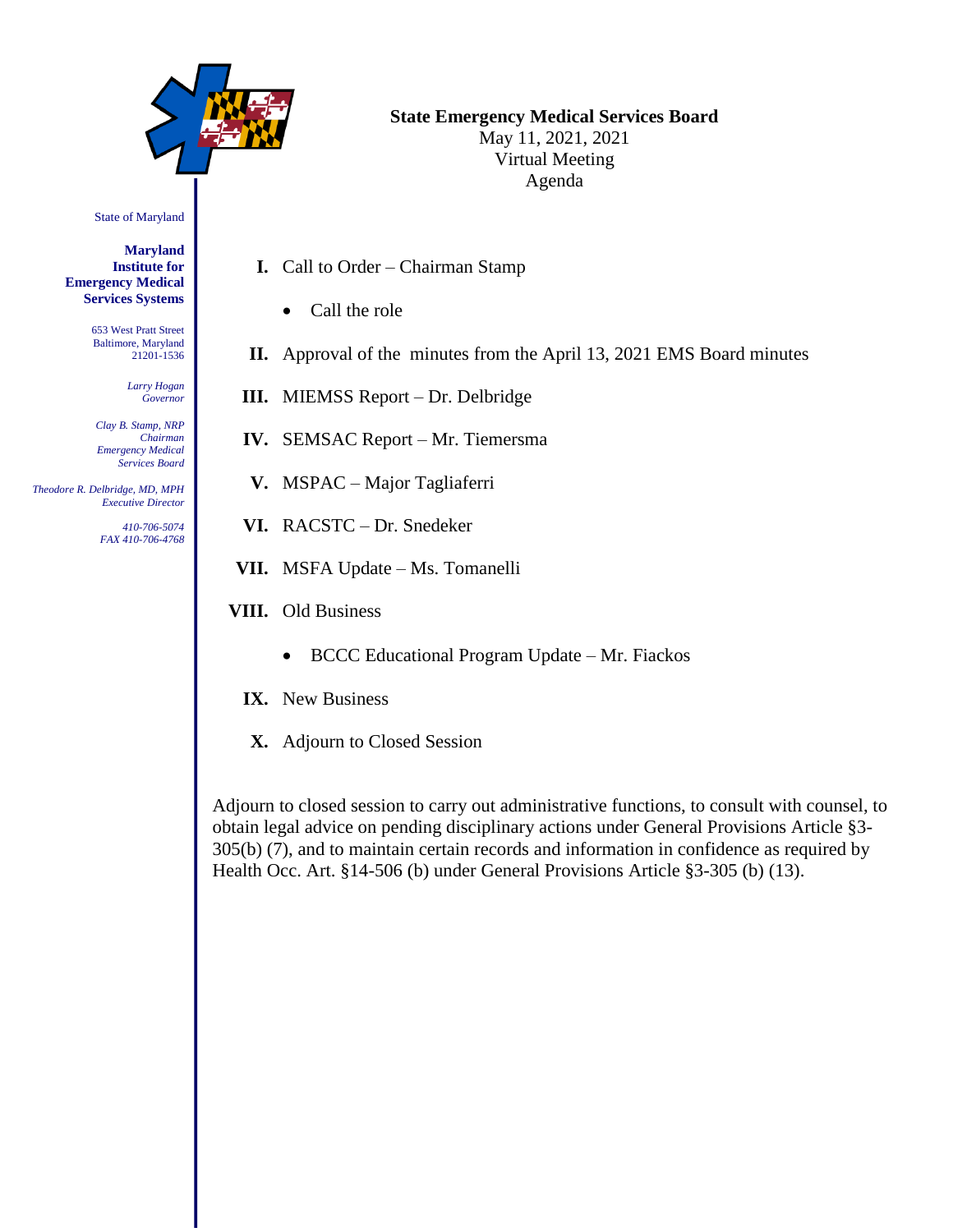State of Maryland

**Maryland Institute for Emergency Medical Services Systems**

653 West Pratt Street
Baltimore, Maryland
21201-1536

*Larry Hogan*
*Governor*

*Clay B. Stamp, NRP*
*Chairman*
*Emergency Medical Services Board*

*Theodore R. Delbridge, MD, MPH*
*Executive Director*

*410-706-5074*
*FAX 410-706-4768*

**State Emergency Medical Services Board**
May 11, 2021, 2021
Virtual Meeting
Agenda

**I.** Call to Order – Chairman Stamp

- Call the role

**II.** Approval of the minutes from the April 13, 2021 EMS Board minutes

**III.** MIEMSS Report – Dr. Delbridge

**IV.** SEMSAC Report – Mr. Tiemersma

**V.** MSPAC – Major Tagliaferri

**VI.** RACSTC – Dr. Snedeker

**VII.** MSFA Update – Ms. Tomanelli

**VIII.** Old Business

- BCCC Educational Program Update – Mr. Fiackos

**IX.** New Business

**X.** Adjourn to Closed Session

Adjourn to closed session to carry out administrative functions, to consult with counsel, to obtain legal advice on pending disciplinary actions under General Provisions Article §3-305(b) (7), and to maintain certain records and information in confidence as required by Health Occ. Art. §14-506 (b) under General Provisions Article §3-305 (b) (13).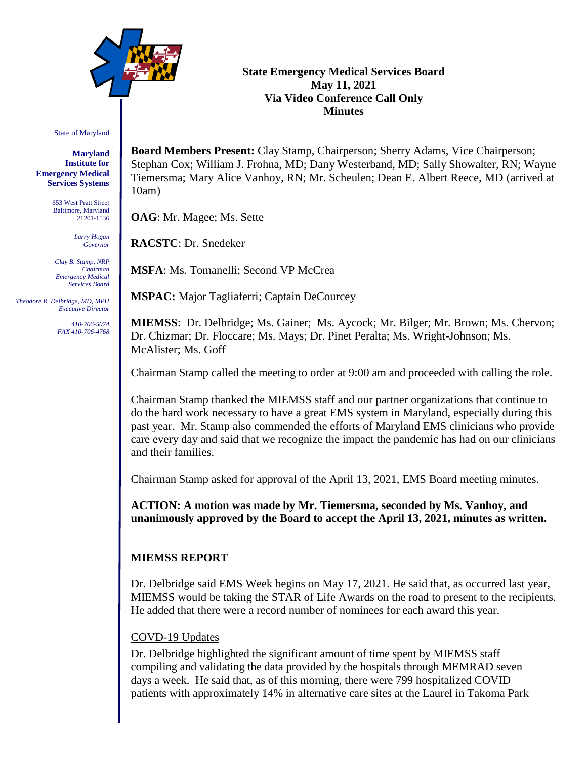State of Maryland

**Maryland Institute for Emergency Medical Services Systems**

653 West Pratt Street
Baltimore, Maryland
21201-1536

*Larry Hogan*
*Governor*

*Clay B. Stamp, NRP*
*Chairman*
*Emergency Medical Services Board*

*Theodore R. Delbridge, MD, MPH*
*Executive Director*

*410-706-5074*
*FAX 410-706-4768*

**State Emergency Medical Services Board**
**May 11, 2021**
**Via Video Conference Call Only**
**Minutes**

**Board Members Present:** Clay Stamp, Chairperson; Sherry Adams, Vice Chairperson; Stephan Cox; William J. Frohna, MD; Dany Westerband, MD; Sally Showalter, RN; Wayne Tiemersma; Mary Alice Vanhoy, RN; Mr. Scheulen; Dean E. Albert Reece, MD (arrived at 10am)

**OAG**: Mr. Magee; Ms. Sette

**RACSTC**: Dr. Snedeker

**MSFA**: Ms. Tomanelli; Second VP McCrea

**MSPAC:** Major Tagliaferri; Captain DeCourcey

**MIEMSS**: Dr. Delbridge; Ms. Gainer; Ms. Aycock; Mr. Bilger; Mr. Brown; Ms. Chervon; Dr. Chizmar; Dr. Floccare; Ms. Mays; Dr. Pinet Peralta; Ms. Wright-Johnson; Ms. McAlister; Ms. Goff

Chairman Stamp called the meeting to order at 9:00 am and proceeded with calling the role.

Chairman Stamp thanked the MIEMSS staff and our partner organizations that continue to do the hard work necessary to have a great EMS system in Maryland, especially during this past year. Mr. Stamp also commended the efforts of Maryland EMS clinicians who provide care every day and said that we recognize the impact the pandemic has had on our clinicians and their families.

Chairman Stamp asked for approval of the April 13, 2021, EMS Board meeting minutes.

**ACTION: A motion was made by Mr. Tiemersma, seconded by Ms. Vanhoy, and unanimously approved by the Board to accept the April 13, 2021, minutes as written.**

## MIEMSS REPORT

Dr. Delbridge said EMS Week begins on May 17, 2021. He said that, as occurred last year, MIEMSS would be taking the STAR of Life Awards on the road to present to the recipients. He added that there were a record number of nominees for each award this year.

<u>COVD-19 Updates</u>

Dr. Delbridge highlighted the significant amount of time spent by MIEMSS staff compiling and validating the data provided by the hospitals through MEMRAD seven days a week. He said that, as of this morning, there were 799 hospitalized COVID patients with approximately 14% in alternative care sites at the Laurel in Takoma Park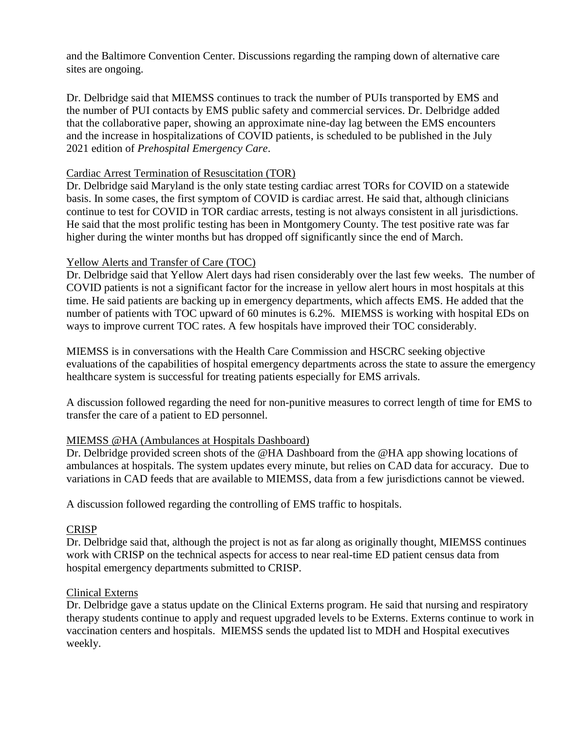and the Baltimore Convention Center. Discussions regarding the ramping down of alternative care sites are ongoing.

Dr. Delbridge said that MIEMSS continues to track the number of PUIs transported by EMS and the number of PUI contacts by EMS public safety and commercial services. Dr. Delbridge added that the collaborative paper, showing an approximate nine-day lag between the EMS encounters and the increase in hospitalizations of COVID patients, is scheduled to be published in the July 2021 edition of *Prehospital Emergency Care*.

Cardiac Arrest Termination of Resuscitation (TOR)

Dr. Delbridge said Maryland is the only state testing cardiac arrest TORs for COVID on a statewide basis. In some cases, the first symptom of COVID is cardiac arrest. He said that, although clinicians continue to test for COVID in TOR cardiac arrests, testing is not always consistent in all jurisdictions. He said that the most prolific testing has been in Montgomery County. The test positive rate was far higher during the winter months but has dropped off significantly since the end of March.

Yellow Alerts and Transfer of Care (TOC)

Dr. Delbridge said that Yellow Alert days had risen considerably over the last few weeks. The number of COVID patients is not a significant factor for the increase in yellow alert hours in most hospitals at this time. He said patients are backing up in emergency departments, which affects EMS. He added that the number of patients with TOC upward of 60 minutes is 6.2%. MIEMSS is working with hospital EDs on ways to improve current TOC rates. A few hospitals have improved their TOC considerably.

MIEMSS is in conversations with the Health Care Commission and HSCRC seeking objective evaluations of the capabilities of hospital emergency departments across the state to assure the emergency healthcare system is successful for treating patients especially for EMS arrivals.

A discussion followed regarding the need for non-punitive measures to correct length of time for EMS to transfer the care of a patient to ED personnel.

MIEMSS @HA (Ambulances at Hospitals Dashboard)

Dr. Delbridge provided screen shots of the @HA Dashboard from the @HA app showing locations of ambulances at hospitals. The system updates every minute, but relies on CAD data for accuracy. Due to variations in CAD feeds that are available to MIEMSS, data from a few jurisdictions cannot be viewed.

A discussion followed regarding the controlling of EMS traffic to hospitals.

CRISP

Dr. Delbridge said that, although the project is not as far along as originally thought, MIEMSS continues work with CRISP on the technical aspects for access to near real-time ED patient census data from hospital emergency departments submitted to CRISP.

Clinical Externs

Dr. Delbridge gave a status update on the Clinical Externs program. He said that nursing and respiratory therapy students continue to apply and request upgraded levels to be Externs. Externs continue to work in vaccination centers and hospitals. MIEMSS sends the updated list to MDH and Hospital executives weekly.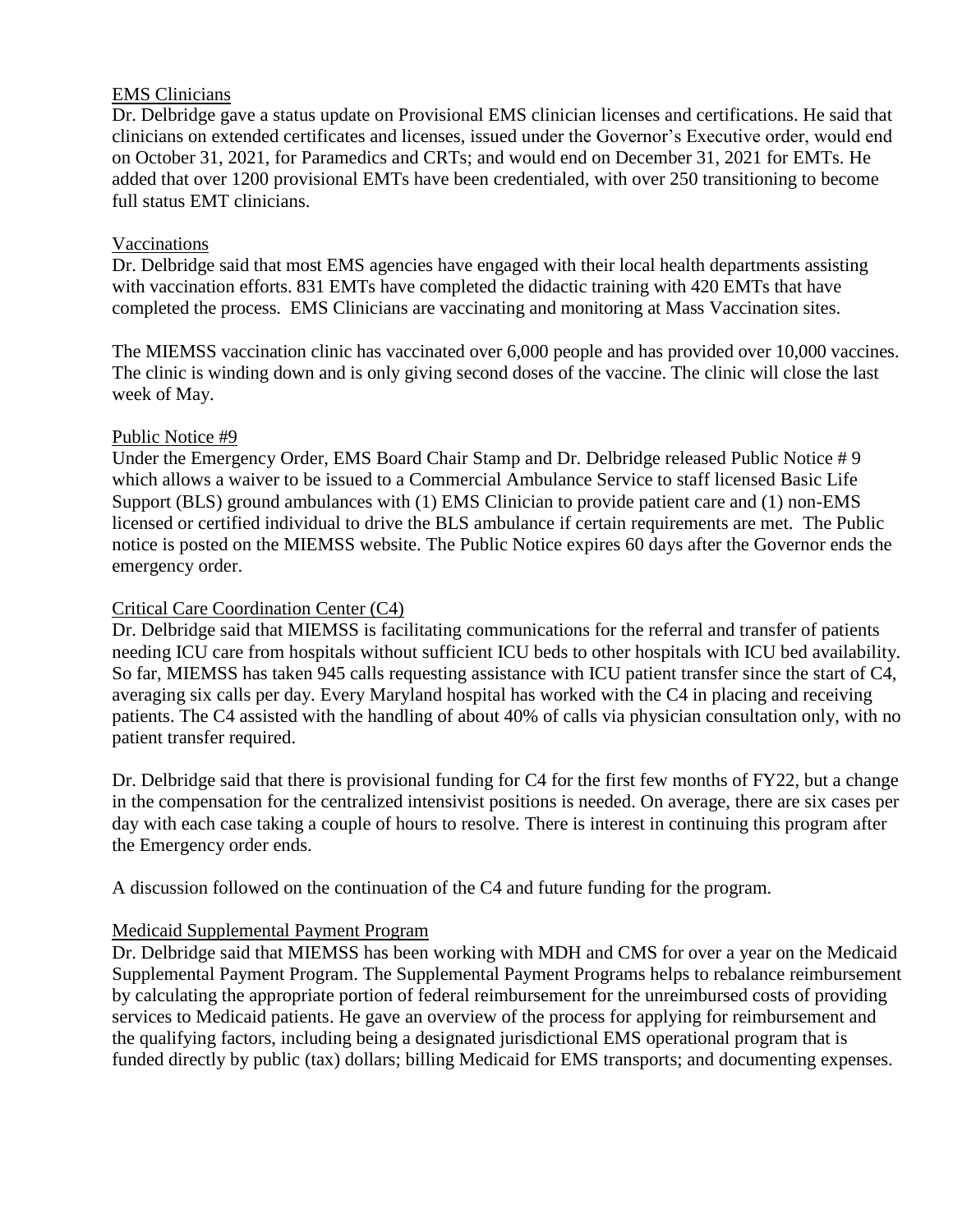<u>EMS Clinicians</u>

Dr. Delbridge gave a status update on Provisional EMS clinician licenses and certifications. He said that clinicians on extended certificates and licenses, issued under the Governor's Executive order, would end on October 31, 2021, for Paramedics and CRTs; and would end on December 31, 2021 for EMTs. He added that over 1200 provisional EMTs have been credentialed, with over 250 transitioning to become full status EMT clinicians.

<u>Vaccinations</u>

Dr. Delbridge said that most EMS agencies have engaged with their local health departments assisting with vaccination efforts. 831 EMTs have completed the didactic training with 420 EMTs that have completed the process. EMS Clinicians are vaccinating and monitoring at Mass Vaccination sites.

The MIEMSS vaccination clinic has vaccinated over 6,000 people and has provided over 10,000 vaccines. The clinic is winding down and is only giving second doses of the vaccine. The clinic will close the last week of May.

<u>Public Notice #9</u>

Under the Emergency Order, EMS Board Chair Stamp and Dr. Delbridge released Public Notice # 9 which allows a waiver to be issued to a Commercial Ambulance Service to staff licensed Basic Life Support (BLS) ground ambulances with (1) EMS Clinician to provide patient care and (1) non-EMS licensed or certified individual to drive the BLS ambulance if certain requirements are met. The Public notice is posted on the MIEMSS website. The Public Notice expires 60 days after the Governor ends the emergency order.

<u>Critical Care Coordination Center (C4)</u>

Dr. Delbridge said that MIEMSS is facilitating communications for the referral and transfer of patients needing ICU care from hospitals without sufficient ICU beds to other hospitals with ICU bed availability. So far, MIEMSS has taken 945 calls requesting assistance with ICU patient transfer since the start of C4, averaging six calls per day. Every Maryland hospital has worked with the C4 in placing and receiving patients. The C4 assisted with the handling of about 40% of calls via physician consultation only, with no patient transfer required.

Dr. Delbridge said that there is provisional funding for C4 for the first few months of FY22, but a change in the compensation for the centralized intensivist positions is needed. On average, there are six cases per day with each case taking a couple of hours to resolve. There is interest in continuing this program after the Emergency order ends.

A discussion followed on the continuation of the C4 and future funding for the program.

<u>Medicaid Supplemental Payment Program</u>

Dr. Delbridge said that MIEMSS has been working with MDH and CMS for over a year on the Medicaid Supplemental Payment Program. The Supplemental Payment Programs helps to rebalance reimbursement by calculating the appropriate portion of federal reimbursement for the unreimbursed costs of providing services to Medicaid patients. He gave an overview of the process for applying for reimbursement and the qualifying factors, including being a designated jurisdictional EMS operational program that is funded directly by public (tax) dollars; billing Medicaid for EMS transports; and documenting expenses.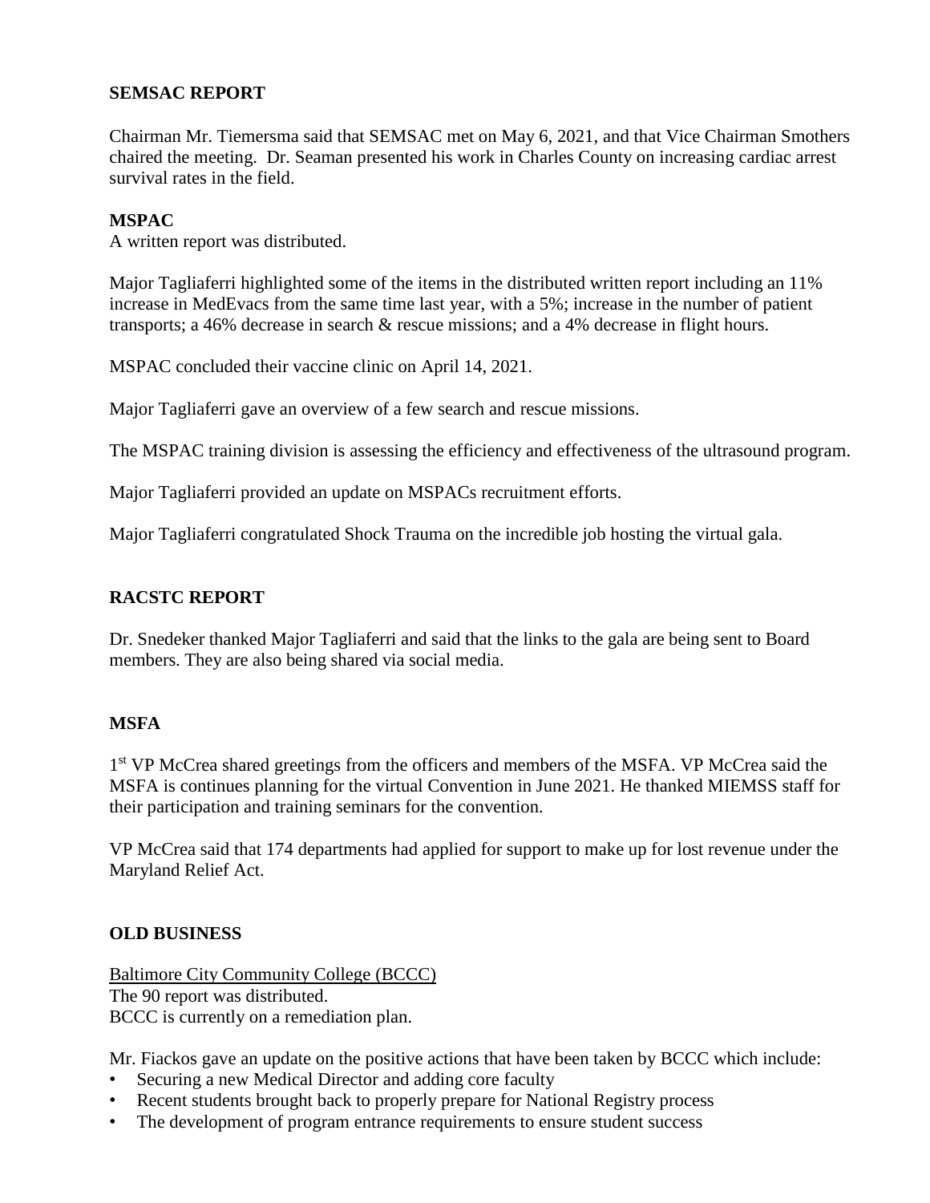**SEMSAC REPORT**

Chairman Mr. Tiemersma said that SEMSAC met on May 6, 2021, and that Vice Chairman Smothers chaired the meeting. Dr. Seaman presented his work in Charles County on increasing cardiac arrest survival rates in the field.

**MSPAC**

A written report was distributed.

Major Tagliaferri highlighted some of the items in the distributed written report including an 11% increase in MedEvacs from the same time last year, with a 5%; increase in the number of patient transports; a 46% decrease in search & rescue missions; and a 4% decrease in flight hours.

MSPAC concluded their vaccine clinic on April 14, 2021.

Major Tagliaferri gave an overview of a few search and rescue missions.

The MSPAC training division is assessing the efficiency and effectiveness of the ultrasound program.

Major Tagliaferri provided an update on MSPACs recruitment efforts.

Major Tagliaferri congratulated Shock Trauma on the incredible job hosting the virtual gala.

**RACSTC REPORT**

Dr. Snedeker thanked Major Tagliaferri and said that the links to the gala are being sent to Board members. They are also being shared via social media.

**MSFA**

1st VP McCrea shared greetings from the officers and members of the MSFA. VP McCrea said the MSFA is continues planning for the virtual Convention in June 2021. He thanked MIEMSS staff for their participation and training seminars for the convention.

VP McCrea said that 174 departments had applied for support to make up for lost revenue under the Maryland Relief Act.

**OLD BUSINESS**

Baltimore City Community College (BCCC)
The 90 report was distributed.
BCCC is currently on a remediation plan.

Mr. Fiackos gave an update on the positive actions that have been taken by BCCC which include:

- Securing a new Medical Director and adding core faculty
- Recent students brought back to properly prepare for National Registry process
- The development of program entrance requirements to ensure student success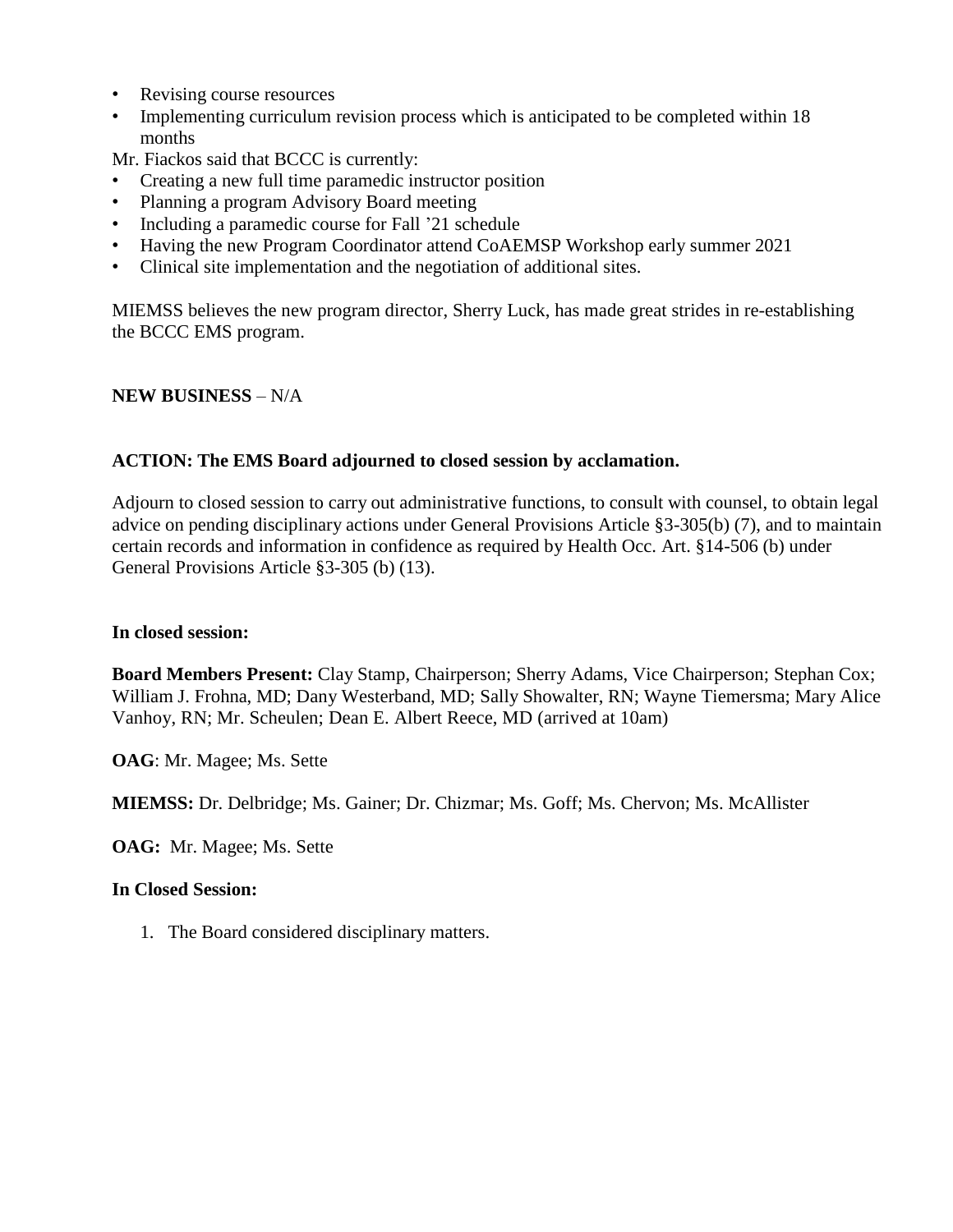- Revising course resources
- Implementing curriculum revision process which is anticipated to be completed within 18 months

Mr. Fiackos said that BCCC is currently:

- Creating a new full time paramedic instructor position
- Planning a program Advisory Board meeting
- Including a paramedic course for Fall '21 schedule
- Having the new Program Coordinator attend CoAEMSP Workshop early summer 2021
- Clinical site implementation and the negotiation of additional sites.

MIEMSS believes the new program director, Sherry Luck, has made great strides in re-establishing the BCCC EMS program.

**NEW BUSINESS** – N/A

**ACTION: The EMS Board adjourned to closed session by acclamation.**

Adjourn to closed session to carry out administrative functions, to consult with counsel, to obtain legal advice on pending disciplinary actions under General Provisions Article §3-305(b) (7), and to maintain certain records and information in confidence as required by Health Occ. Art. §14-506 (b) under General Provisions Article §3-305 (b) (13).

**In closed session:**

**Board Members Present:** Clay Stamp, Chairperson; Sherry Adams, Vice Chairperson; Stephan Cox; William J. Frohna, MD; Dany Westerband, MD; Sally Showalter, RN; Wayne Tiemersma; Mary Alice Vanhoy, RN; Mr. Scheulen; Dean E. Albert Reece, MD (arrived at 10am)

**OAG**: Mr. Magee; Ms. Sette

**MIEMSS:** Dr. Delbridge; Ms. Gainer; Dr. Chizmar; Ms. Goff; Ms. Chervon; Ms. McAllister

**OAG:** Mr. Magee; Ms. Sette

**In Closed Session:**

1. The Board considered disciplinary matters.